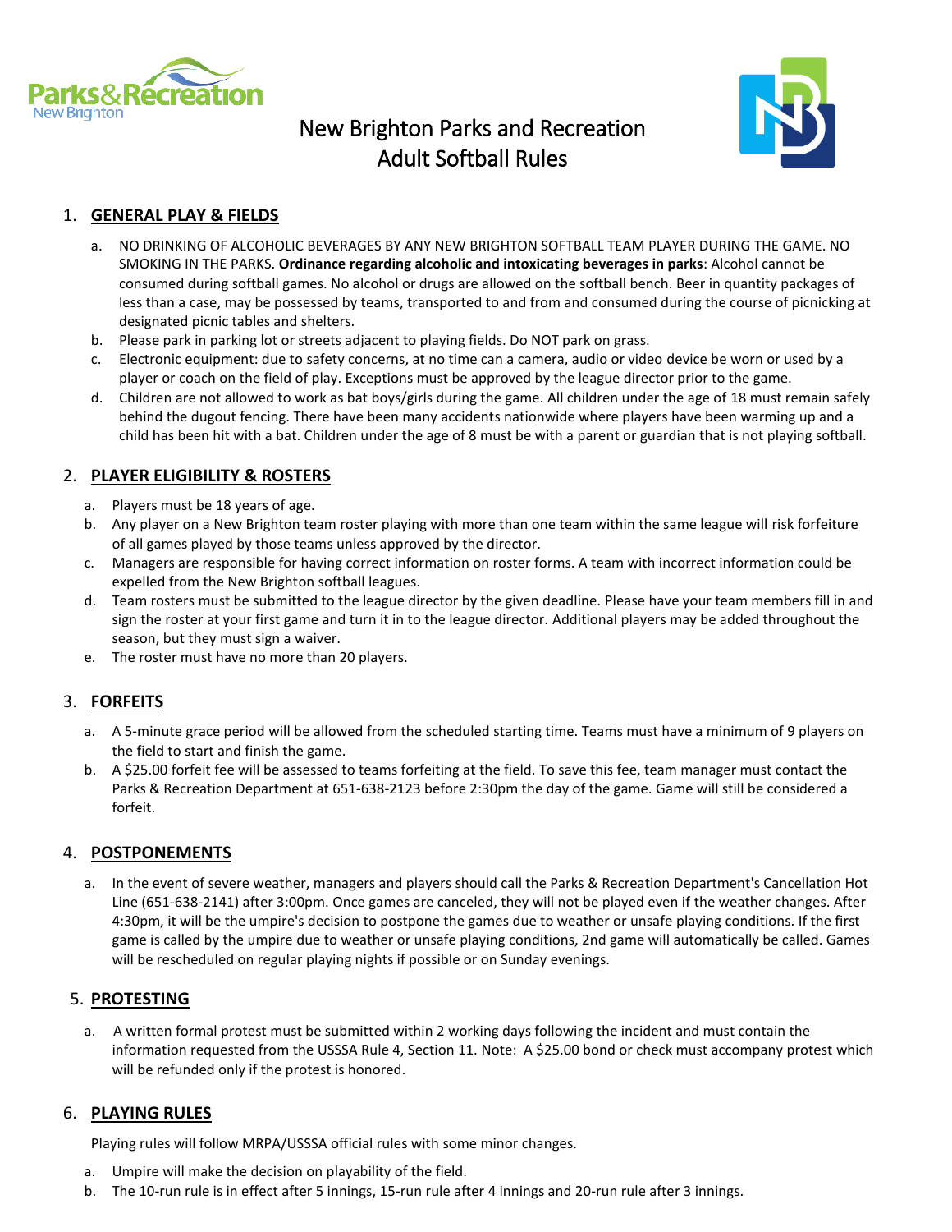# New Brighton Parks and Recreation
# Adult Softball Rules

## 1. GENERAL PLAY & FIELDS

a. NO DRINKING OF ALCOHOLIC BEVERAGES BY ANY NEW BRIGHTON SOFTBALL TEAM PLAYER DURING THE GAME. NO SMOKING IN THE PARKS. **Ordinance regarding alcoholic and intoxicating beverages in parks**: Alcohol cannot be consumed during softball games. No alcohol or drugs are allowed on the softball bench. Beer in quantity packages of less than a case, may be possessed by teams, transported to and from and consumed during the course of picnicking at designated picnic tables and shelters.

b. Please park in parking lot or streets adjacent to playing fields. Do NOT park on grass.

c. Electronic equipment: due to safety concerns, at no time can a camera, audio or video device be worn or used by a player or coach on the field of play. Exceptions must be approved by the league director prior to the game.

d. Children are not allowed to work as bat boys/girls during the game. All children under the age of 18 must remain safely behind the dugout fencing. There have been many accidents nationwide where players have been warming up and a child has been hit with a bat. Children under the age of 8 must be with a parent or guardian that is not playing softball.

## 2. PLAYER ELIGIBILITY & ROSTERS

a. Players must be 18 years of age.

b. Any player on a New Brighton team roster playing with more than one team within the same league will risk forfeiture of all games played by those teams unless approved by the director.

c. Managers are responsible for having correct information on roster forms. A team with incorrect information could be expelled from the New Brighton softball leagues.

d. Team rosters must be submitted to the league director by the given deadline. Please have your team members fill in and sign the roster at your first game and turn it in to the league director. Additional players may be added throughout the season, but they must sign a waiver.

e. The roster must have no more than 20 players.

## 3. FORFEITS

a. A 5-minute grace period will be allowed from the scheduled starting time. Teams must have a minimum of 9 players on the field to start and finish the game.

b. A $25.00 forfeit fee will be assessed to teams forfeiting at the field. To save this fee, team manager must contact the Parks & Recreation Department at 651-638-2123 before 2:30pm the day of the game. Game will still be considered a forfeit.

## 4. POSTPONEMENTS

a. In the event of severe weather, managers and players should call the Parks & Recreation Department's Cancellation Hot Line (651-638-2141) after 3:00pm. Once games are canceled, they will not be played even if the weather changes. After 4:30pm, it will be the umpire's decision to postpone the games due to weather or unsafe playing conditions. If the first game is called by the umpire due to weather or unsafe playing conditions, 2nd game will automatically be called. Games will be rescheduled on regular playing nights if possible or on Sunday evenings.

## 5. PROTESTING

a. A written formal protest must be submitted within 2 working days following the incident and must contain the information requested from the USSSA Rule 4, Section 11. Note: A $25.00 bond or check must accompany protest which will be refunded only if the protest is honored.

## 6. PLAYING RULES

Playing rules will follow MRPA/USSSA official rules with some minor changes.

a. Umpire will make the decision on playability of the field.

b. The 10-run rule is in effect after 5 innings, 15-run rule after 4 innings and 20-run rule after 3 innings.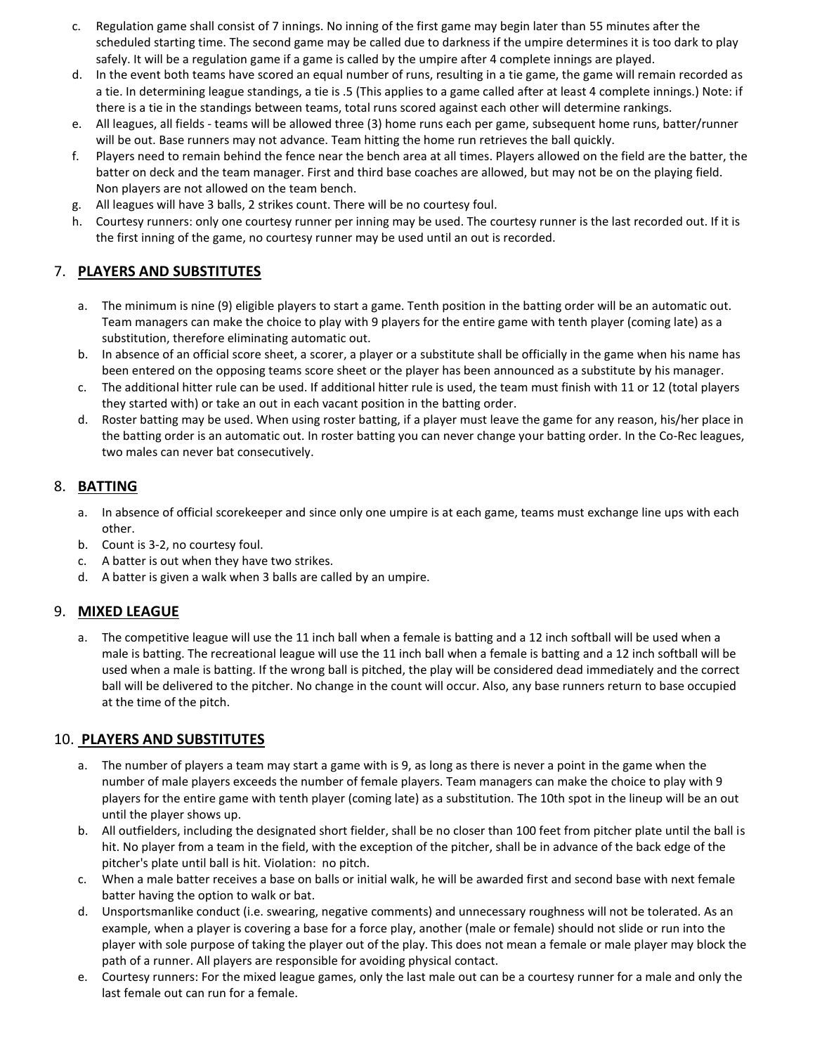c. Regulation game shall consist of 7 innings. No inning of the first game may begin later than 55 minutes after the scheduled starting time. The second game may be called due to darkness if the umpire determines it is too dark to play safely. It will be a regulation game if a game is called by the umpire after 4 complete innings are played.
d. In the event both teams have scored an equal number of runs, resulting in a tie game, the game will remain recorded as a tie. In determining league standings, a tie is .5 (This applies to a game called after at least 4 complete innings.) Note: if there is a tie in the standings between teams, total runs scored against each other will determine rankings.
e. All leagues, all fields - teams will be allowed three (3) home runs each per game, subsequent home runs, batter/runner will be out. Base runners may not advance. Team hitting the home run retrieves the ball quickly.
f. Players need to remain behind the fence near the bench area at all times. Players allowed on the field are the batter, the batter on deck and the team manager. First and third base coaches are allowed, but may not be on the playing field. Non players are not allowed on the team bench.
g. All leagues will have 3 balls, 2 strikes count. There will be no courtesy foul.
h. Courtesy runners: only one courtesy runner per inning may be used. The courtesy runner is the last recorded out. If it is the first inning of the game, no courtesy runner may be used until an out is recorded.

## 7. PLAYERS AND SUBSTITUTES

a. The minimum is nine (9) eligible players to start a game. Tenth position in the batting order will be an automatic out. Team managers can make the choice to play with 9 players for the entire game with tenth player (coming late) as a substitution, therefore eliminating automatic out.
b. In absence of an official score sheet, a scorer, a player or a substitute shall be officially in the game when his name has been entered on the opposing teams score sheet or the player has been announced as a substitute by his manager.
c. The additional hitter rule can be used. If additional hitter rule is used, the team must finish with 11 or 12 (total players they started with) or take an out in each vacant position in the batting order.
d. Roster batting may be used. When using roster batting, if a player must leave the game for any reason, his/her place in the batting order is an automatic out. In roster batting you can never change your batting order. In the Co-Rec leagues, two males can never bat consecutively.

## 8. BATTING

a. In absence of official scorekeeper and since only one umpire is at each game, teams must exchange line ups with each other.
b. Count is 3-2, no courtesy foul.
c. A batter is out when they have two strikes.
d. A batter is given a walk when 3 balls are called by an umpire.

## 9. MIXED LEAGUE

a. The competitive league will use the 11 inch ball when a female is batting and a 12 inch softball will be used when a male is batting. The recreational league will use the 11 inch ball when a female is batting and a 12 inch softball will be used when a male is batting. If the wrong ball is pitched, the play will be considered dead immediately and the correct ball will be delivered to the pitcher. No change in the count will occur. Also, any base runners return to base occupied at the time of the pitch.

## 10. PLAYERS AND SUBSTITUTES

a. The number of players a team may start a game with is 9, as long as there is never a point in the game when the number of male players exceeds the number of female players. Team managers can make the choice to play with 9 players for the entire game with tenth player (coming late) as a substitution. The 10th spot in the lineup will be an out until the player shows up.
b. All outfielders, including the designated short fielder, shall be no closer than 100 feet from pitcher plate until the ball is hit. No player from a team in the field, with the exception of the pitcher, shall be in advance of the back edge of the pitcher's plate until ball is hit. Violation: no pitch.
c. When a male batter receives a base on balls or initial walk, he will be awarded first and second base with next female batter having the option to walk or bat.
d. Unsportsmanlike conduct (i.e. swearing, negative comments) and unnecessary roughness will not be tolerated. As an example, when a player is covering a base for a force play, another (male or female) should not slide or run into the player with sole purpose of taking the player out of the play. This does not mean a female or male player may block the path of a runner. All players are responsible for avoiding physical contact.
e. Courtesy runners: For the mixed league games, only the last male out can be a courtesy runner for a male and only the last female out can run for a female.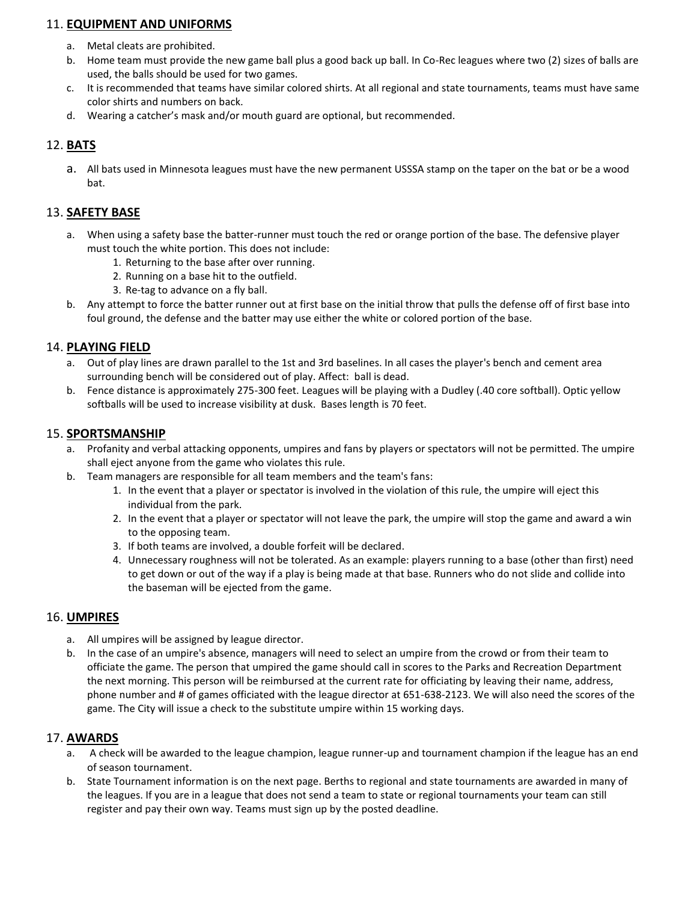## 11. **EQUIPMENT AND UNIFORMS**

a. Metal cleats are prohibited.
b. Home team must provide the new game ball plus a good back up ball. In Co-Rec leagues where two (2) sizes of balls are used, the balls should be used for two games.
c. It is recommended that teams have similar colored shirts. At all regional and state tournaments, teams must have same color shirts and numbers on back.
d. Wearing a catcher's mask and/or mouth guard are optional, but recommended.

## 12. **BATS**

a. All bats used in Minnesota leagues must have the new permanent USSSA stamp on the taper on the bat or be a wood bat.

## 13. **SAFETY BASE**

a. When using a safety base the batter-runner must touch the red or orange portion of the base. The defensive player must touch the white portion. This does not include:
   1. Returning to the base after over running.
   2. Running on a base hit to the outfield.
   3. Re-tag to advance on a fly ball.
b. Any attempt to force the batter runner out at first base on the initial throw that pulls the defense off of first base into foul ground, the defense and the batter may use either the white or colored portion of the base.

## 14. **PLAYING FIELD**

a. Out of play lines are drawn parallel to the 1st and 3rd baselines. In all cases the player's bench and cement area surrounding bench will be considered out of play. Affect: ball is dead.
b. Fence distance is approximately 275-300 feet. Leagues will be playing with a Dudley (.40 core softball). Optic yellow softballs will be used to increase visibility at dusk. Bases length is 70 feet.

## 15. **SPORTSMANSHIP**

a. Profanity and verbal attacking opponents, umpires and fans by players or spectators will not be permitted. The umpire shall eject anyone from the game who violates this rule.
b. Team managers are responsible for all team members and the team's fans:
   1. In the event that a player or spectator is involved in the violation of this rule, the umpire will eject this individual from the park.
   2. In the event that a player or spectator will not leave the park, the umpire will stop the game and award a win to the opposing team.
   3. If both teams are involved, a double forfeit will be declared.
   4. Unnecessary roughness will not be tolerated. As an example: players running to a base (other than first) need to get down or out of the way if a play is being made at that base. Runners who do not slide and collide into the baseman will be ejected from the game.

## 16. **UMPIRES**

a. All umpires will be assigned by league director.
b. In the case of an umpire's absence, managers will need to select an umpire from the crowd or from their team to officiate the game. The person that umpired the game should call in scores to the Parks and Recreation Department the next morning. This person will be reimbursed at the current rate for officiating by leaving their name, address, phone number and # of games officiated with the league director at 651-638-2123. We will also need the scores of the game. The City will issue a check to the substitute umpire within 15 working days.

## 17. **AWARDS**

a. A check will be awarded to the league champion, league runner-up and tournament champion if the league has an end of season tournament.
b. State Tournament information is on the next page. Berths to regional and state tournaments are awarded in many of the leagues. If you are in a league that does not send a team to state or regional tournaments your team can still register and pay their own way. Teams must sign up by the posted deadline.